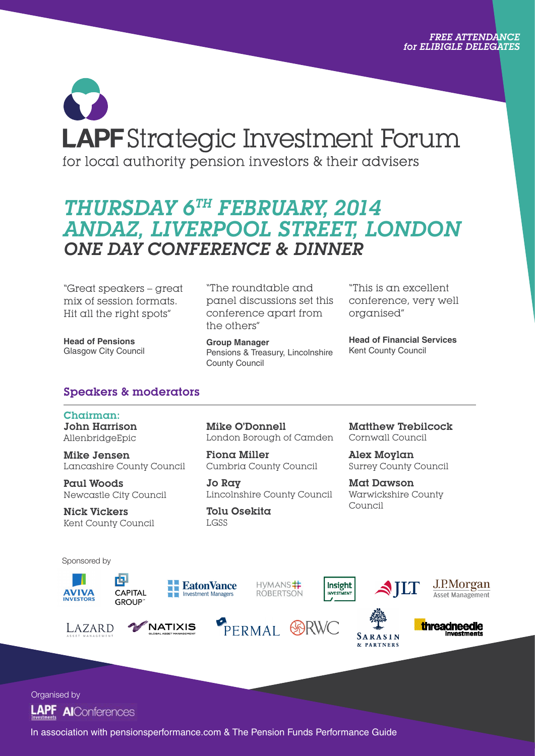*FREE ATTENDANCE for ELIBIGLE DELEGATES*

# LAPF Strategic Investment Forum

for local authority pension investors & their advisers

## *THURSDAY 6TH FEBRUARY, 2014*
## *ANDAZ, LIVERPOOL STREET, LONDON*
## *ONE DAY CONFERENCE & DINNER*

"Great speakers – great mix of session formats. Hit all the right spots"

**Head of Pensions**
Glasgow City Council

"The roundtable and panel discussions set this conference apart from the others"

**Group Manager**
Pensions & Treasury, Lincolnshire County Council

"This is an excellent conference, very well organised"

**Head of Financial Services**
Kent County Council

## Speakers & moderators

**Chairman:**
**John Harrison**
AllenbridgeEpic

**Mike Jensen**
Lancashire County Council

**Paul Woods**
Newcastle City Council

**Nick Vickers**
Kent County Council

**Mike O'Donnell**
London Borough of Camden

**Fiona Miller**
Cumbria County Council

**Jo Ray**
Lincolnshire County Council

**Tolu Osekita**
LGSS

**Matthew Trebilcock**
Cornwall Council

**Alex Moylan**
Surrey County Council

**Mat Dawson**
Warwickshire County Council

Sponsored by

AVIVA INVESTORS, CAPITAL GROUP, EatonVance Investment Managers, HYMANS ROBERTSON, Insight INVESTMENT, JLT, J.P.Morgan Asset Management, LAZARD ASSET MANAGEMENT, NATIXIS GLOBAL ASSET MANAGEMENT, PERMAL, RWC, SARASIN & PARTNERS, threadneedle investments

Organised by

LAPF Investments, AIConferences

In association with pensionsperformance.com & The Pension Funds Performance Guide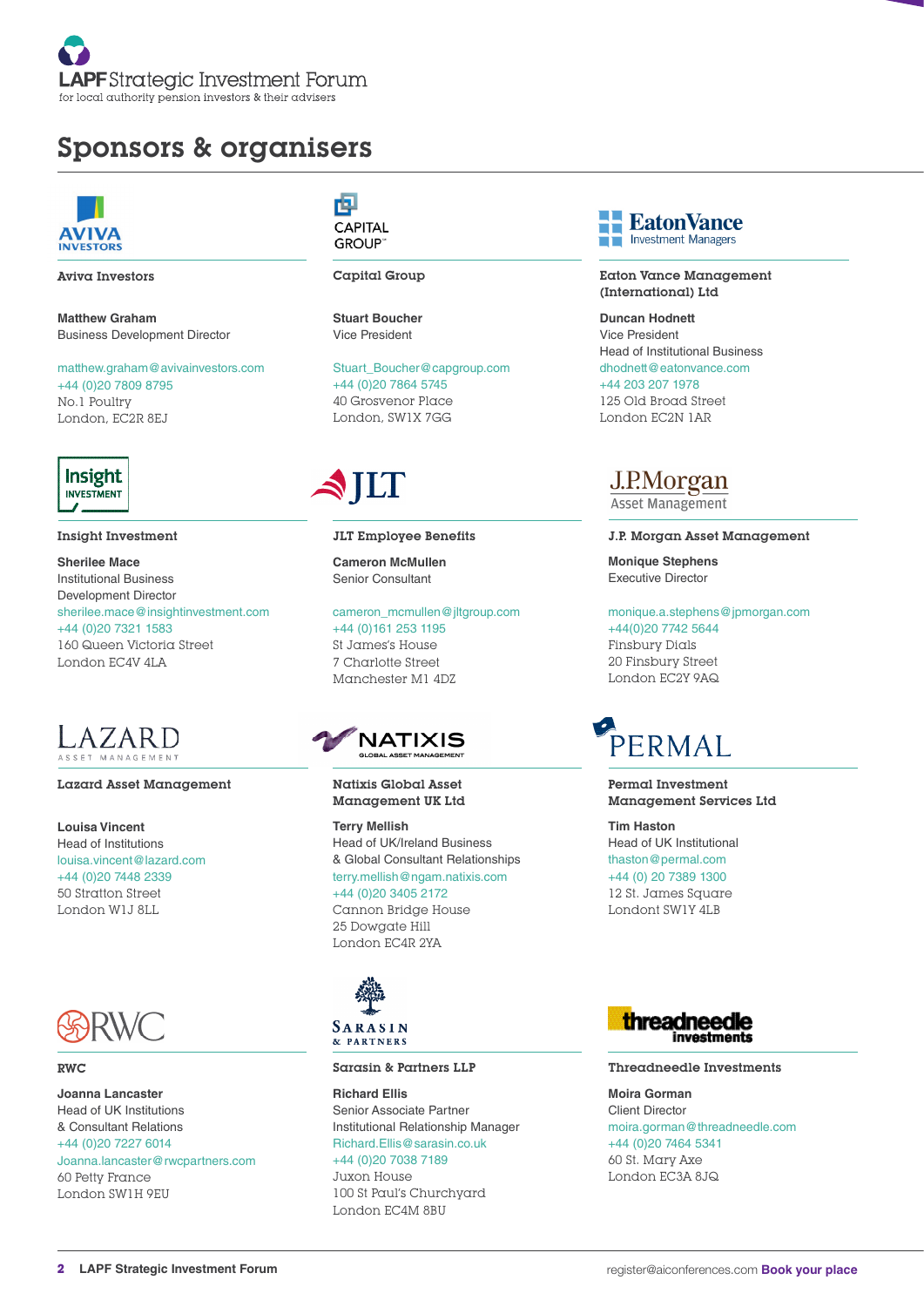LAPF Strategic Investment Forum
for local authority pension investors & their advisers

# Sponsors & organisers

### Aviva Investors

**Matthew Graham**
Business Development Director

matthew.graham@avivainvestors.com
+44 (0)20 7809 8795
No.1 Poultry
London, EC2R 8EJ

### Capital Group

**Stuart Boucher**
Vice President

Stuart_Boucher@capgroup.com
+44 (0)20 7864 5745
40 Grosvenor Place
London, SW1X 7GG

### Eaton Vance Management (International) Ltd

**Duncan Hodnett**
Vice President
Head of Institutional Business
dhodnett@eatonvance.com
+44 203 207 1978
125 Old Broad Street
London EC2N 1AR

### Insight Investment

**Sherilee Mace**
Institutional Business
Development Director
sherilee.mace@insightinvestment.com
+44 (0)20 7321 1583
160 Queen Victoria Street
London EC4V 4LA

### JLT Employee Benefits

**Cameron McMullen**
Senior Consultant

cameron_mcmullen@jltgroup.com
+44 (0)161 253 1195
St James's House
7 Charlotte Street
Manchester M1 4DZ

### J.P. Morgan Asset Management

**Monique Stephens**
Executive Director

monique.a.stephens@jpmorgan.com
+44(0)20 7742 5644
Finsbury Dials
20 Finsbury Street
London EC2Y 9AQ

### Lazard Asset Management

**Louisa Vincent**
Head of Institutions
louisa.vincent@lazard.com
+44 (0)20 7448 2339
50 Stratton Street
London W1J 8LL

### Natixis Global Asset Management UK Ltd

**Terry Mellish**
Head of UK/Ireland Business
& Global Consultant Relationships
terry.mellish@ngam.natixis.com
+44 (0)20 3405 2172
Cannon Bridge House
25 Dowgate Hill
London EC4R 2YA

### Permal Investment Management Services Ltd

**Tim Haston**
Head of UK Institutional
thaston@permal.com
+44 (0) 20 7389 1300
12 St. James Square
Londont SW1Y 4LB

### RWC

**Joanna Lancaster**
Head of UK Institutions
& Consultant Relations
+44 (0)20 7227 6014
Joanna.lancaster@rwcpartners.com
60 Petty France
London SW1H 9EU

### Sarasin & Partners LLP

**Richard Ellis**
Senior Associate Partner
Institutional Relationship Manager
Richard.Ellis@sarasin.co.uk
+44 (0)20 7038 7189
Juxon House
100 St Paul's Churchyard
London EC4M 8BU

### Threadneedle Investments

**Moira Gorman**
Client Director
moira.gorman@threadneedle.com
+44 (0)20 7464 5341
60 St. Mary Axe
London EC3A 8JQ

register@aiconferences.com **Book your place**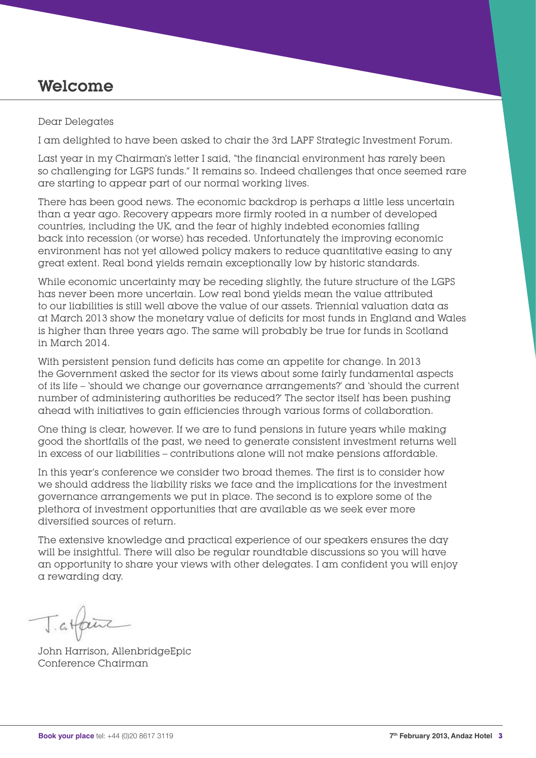# Welcome

Dear Delegates

I am delighted to have been asked to chair the 3rd LAPF Strategic Investment Forum.

Last year in my Chairman's letter I said, "the financial environment has rarely been so challenging for LGPS funds." It remains so. Indeed challenges that once seemed rare are starting to appear part of our normal working lives.

There has been good news. The economic backdrop is perhaps a little less uncertain than a year ago. Recovery appears more firmly rooted in a number of developed countries, including the UK, and the fear of highly indebted economies falling back into recession (or worse) has receded. Unfortunately the improving economic environment has not yet allowed policy makers to reduce quantitative easing to any great extent. Real bond yields remain exceptionally low by historic standards.

While economic uncertainty may be receding slightly, the future structure of the LGPS has never been more uncertain. Low real bond yields mean the value attributed to our liabilities is still well above the value of our assets. Triennial valuation data as at March 2013 show the monetary value of deficits for most funds in England and Wales is higher than three years ago. The same will probably be true for funds in Scotland in March 2014.

With persistent pension fund deficits has come an appetite for change. In 2013 the Government asked the sector for its views about some fairly fundamental aspects of its life – 'should we change our governance arrangements?' and 'should the current number of administering authorities be reduced?' The sector itself has been pushing ahead with initiatives to gain efficiencies through various forms of collaboration.

One thing is clear, however. If we are to fund pensions in future years while making good the shortfalls of the past, we need to generate consistent investment returns well in excess of our liabilities – contributions alone will not make pensions affordable.

In this year's conference we consider two broad themes. The first is to consider how we should address the liability risks we face and the implications for the investment governance arrangements we put in place. The second is to explore some of the plethora of investment opportunities that are available as we seek ever more diversified sources of return.

The extensive knowledge and practical experience of our speakers ensures the day will be insightful. There will also be regular roundtable discussions so you will have an opportunity to share your views with other delegates. I am confident you will enjoy a rewarding day.

John Harrison, AllenbridgeEpic
Conference Chairman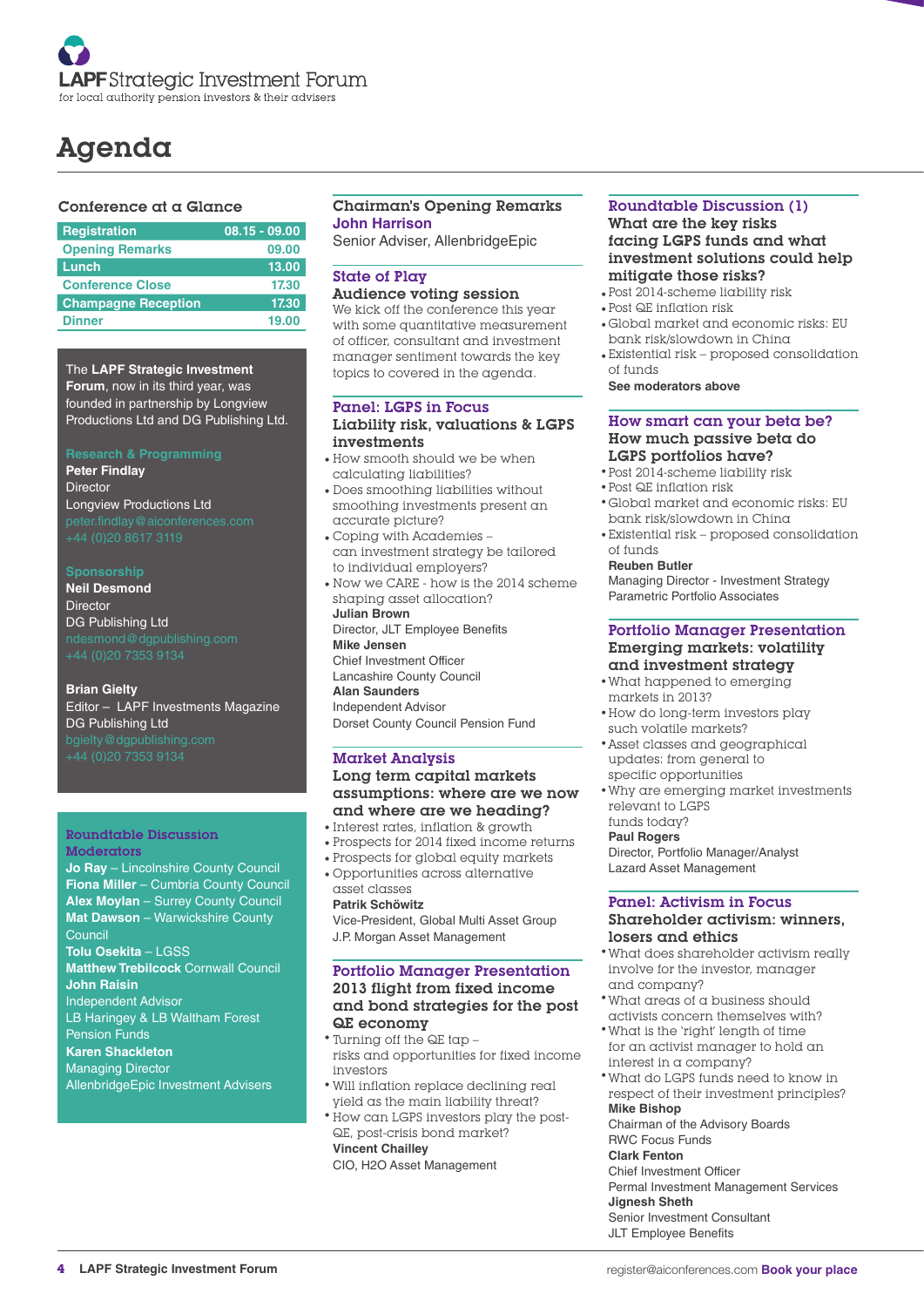LAPF Strategic Investment Forum
for local authority pension investors & their advisers

# Agenda

## Conference at a Glance

| Registration | 08.15 - 09.00 |
|---|---|
| Opening Remarks | 09.00 |
| Lunch | 13.00 |
| Conference Close | 17.30 |
| Champagne Reception | 17.30 |
| Dinner | 19.00 |

The **LAPF Strategic Investment Forum**, now in its third year, was founded in partnership by Longview Productions Ltd and DG Publishing Ltd.

**Research & Programming**
**Peter Findlay**
Director
Longview Productions Ltd
peter.findlay@aiconferences.com
+44 (0)20 8617 3119

**Sponsorship**
**Neil Desmond**
Director
DG Publishing Ltd
ndesmond@dgpublishing.com
+44 (0)20 7353 9134

**Brian Gielty**
Editor – LAPF Investments Magazine
DG Publishing Ltd
bgielty@dgpublishing.com
+44 (0)20 7353 9134

**Roundtable Discussion Moderators**
**Jo Ray** – Lincolnshire County Council
**Fiona Miller** – Cumbria County Council
**Alex Moylan** – Surrey County Council
**Mat Dawson** – Warwickshire County Council
**Tolu Osekita** – LGSS
**Matthew Trebilcock** Cornwall Council
**John Raisin**
Independent Advisor
LB Haringey & LB Waltham Forest Pension Funds
**Karen Shackleton**
Managing Director
AllenbridgeEpic Investment Advisers

### Chairman's Opening Remarks
**John Harrison**
Senior Adviser, AllenbridgeEpic

### State of Play
**Audience voting session**

We kick off the conference this year with some quantitative measurement of officer, consultant and investment manager sentiment towards the key topics to covered in the agenda.

### Panel: LGPS in Focus
**Liability risk, valuations & LGPS investments**

- How smooth should we be when calculating liabilities?
- Does smoothing liabilities without smoothing investments present an accurate picture?
- Coping with Academies – can investment strategy be tailored to individual employers?
- Now we CARE - how is the 2014 scheme shaping asset allocation?

**Julian Brown**
Director, JLT Employee Benefits
**Mike Jensen**
Chief Investment Officer
Lancashire County Council
**Alan Saunders**
Independent Advisor
Dorset County Council Pension Fund

### Market Analysis
**Long term capital markets assumptions: where are we now and where are we heading?**

- Interest rates, inflation & growth
- Prospects for 2014 fixed income returns
- Prospects for global equity markets
- Opportunities across alternative asset classes

**Patrik Schöwitz**
Vice-President, Global Multi Asset Group
J.P. Morgan Asset Management

### Portfolio Manager Presentation
**2013 flight from fixed income and bond strategies for the post QE economy**

- Turning off the QE tap – risks and opportunities for fixed income investors
- Will inflation replace declining real yield as the main liability threat?
- How can LGPS investors play the post-QE, post-crisis bond market?

**Vincent Chailley**
CIO, H2O Asset Management

### Roundtable Discussion (1)
**What are the key risks facing LGPS funds and what investment solutions could help mitigate those risks?**

- Post 2014-scheme liability risk
- Post QE inflation risk
- Global market and economic risks: EU bank risk/slowdown in China
- Existential risk – proposed consolidation of funds

**See moderators above**

### How smart can your beta be?
**How much passive beta do LGPS portfolios have?**

- Post 2014-scheme liability risk
- Post QE inflation risk
- Global market and economic risks: EU bank risk/slowdown in China
- Existential risk – proposed consolidation of funds

**Reuben Butler**
Managing Director - Investment Strategy
Parametric Portfolio Associates

### Portfolio Manager Presentation
**Emerging markets: volatility and investment strategy**

- What happened to emerging markets in 2013?
- How do long-term investors play such volatile markets?
- Asset classes and geographical updates: from general to specific opportunities
- Why are emerging market investments relevant to LGPS funds today?

**Paul Rogers**
Director, Portfolio Manager/Analyst
Lazard Asset Management

### Panel: Activism in Focus
**Shareholder activism: winners, losers and ethics**

- What does shareholder activism really involve for the investor, manager and company?
- What areas of a business should activists concern themselves with?
- What is the 'right' length of time for an activist manager to hold an interest in a company?
- What do LGPS funds need to know in respect of their investment principles?

**Mike Bishop**
Chairman of the Advisory Boards
RWC Focus Funds
**Clark Fenton**
Chief Investment Officer
Permal Investment Management Services
**Jignesh Sheth**
Senior Investment Consultant
JLT Employee Benefits

register@aiconferences.com **Book your place**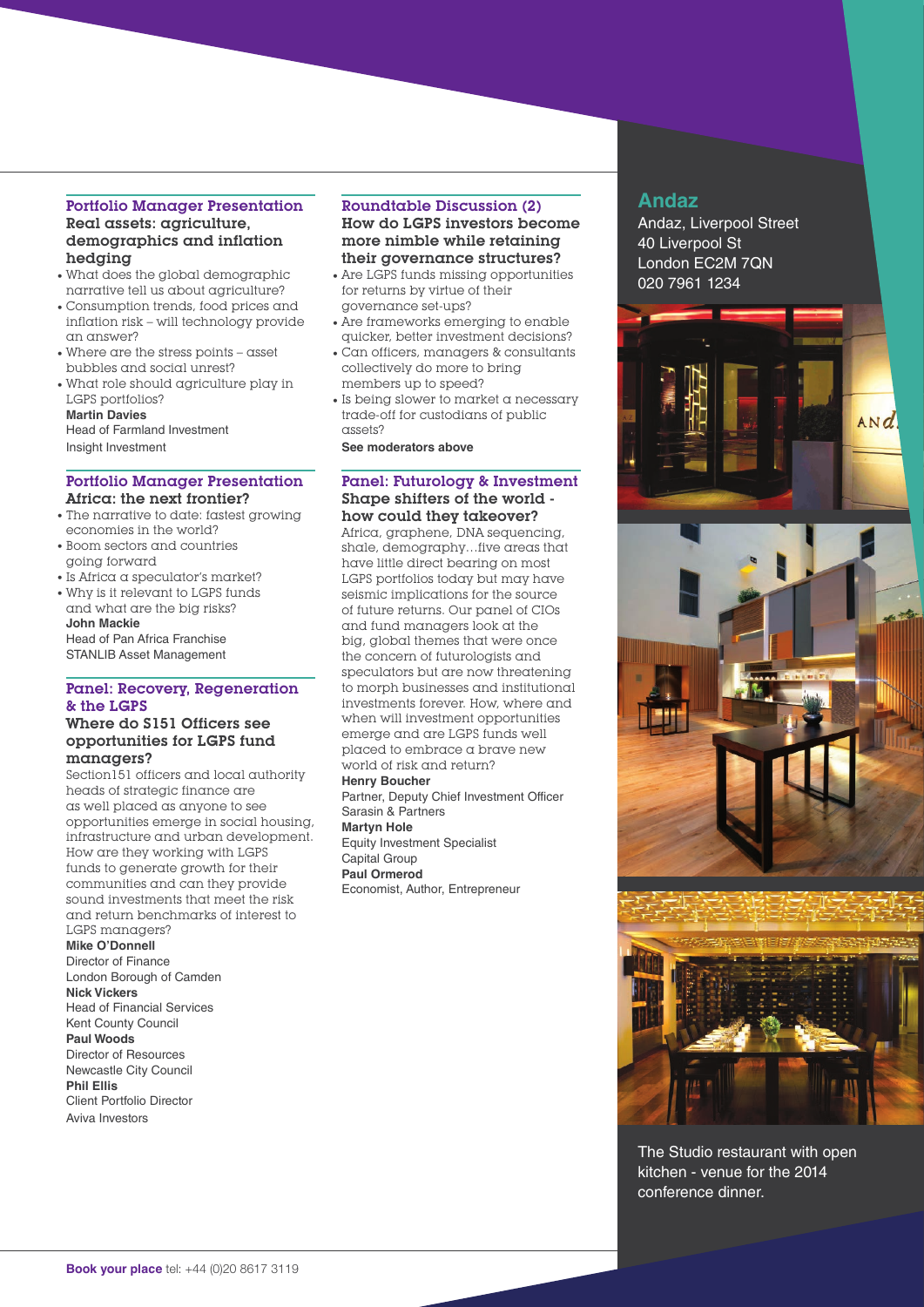### Portfolio Manager Presentation

**Real assets: agriculture, demographics and inflation hedging**

- What does the global demographic narrative tell us about agriculture?
- Consumption trends, food prices and inflation risk – will technology provide an answer?
- Where are the stress points – asset bubbles and social unrest?
- What role should agriculture play in LGPS portfolios?

**Martin Davies**
Head of Farmland Investment
Insight Investment

### Portfolio Manager Presentation

**Africa: the next frontier?**

- The narrative to date: fastest growing economies in the world?
- Boom sectors and countries going forward
- Is Africa a speculator's market?
- Why is it relevant to LGPS funds and what are the big risks?

**John Mackie**
Head of Pan Africa Franchise
STANLIB Asset Management

### Panel: Recovery, Regeneration & the LGPS

**Where do S151 Officers see opportunities for LGPS fund managers?**

Section151 officers and local authority heads of strategic finance are as well placed as anyone to see opportunities emerge in social housing, infrastructure and urban development. How are they working with LGPS funds to generate growth for their communities and can they provide sound investments that meet the risk and return benchmarks of interest to LGPS managers?

**Mike O'Donnell**
Director of Finance
London Borough of Camden

**Nick Vickers**
Head of Financial Services
Kent County Council

**Paul Woods**
Director of Resources
Newcastle City Council

**Phil Ellis**
Client Portfolio Director
Aviva Investors

### Roundtable Discussion (2)

**How do LGPS investors become more nimble while retaining their governance structures?**

- Are LGPS funds missing opportunities for returns by virtue of their governance set-ups?
- Are frameworks emerging to enable quicker, better investment decisions?
- Can officers, managers & consultants collectively do more to bring members up to speed?
- Is being slower to market a necessary trade-off for custodians of public assets?

**See moderators above**

### Panel: Futurology & Investment

**Shape shifters of the world - how could they takeover?**

Africa, graphene, DNA sequencing, shale, demography…five areas that have little direct bearing on most LGPS portfolios today but may have seismic implications for the source of future returns. Our panel of CIOs and fund managers look at the big, global themes that were once the concern of futurologists and speculators but are now threatening to morph businesses and institutional investments forever. How, where and when will investment opportunities emerge and are LGPS funds well placed to embrace a brave new world of risk and return?

**Henry Boucher**
Partner, Deputy Chief Investment Officer
Sarasin & Partners

**Martyn Hole**
Equity Investment Specialist
Capital Group

**Paul Ormerod**
Economist, Author, Entrepreneur

## Andaz

Andaz, Liverpool Street
40 Liverpool St
London EC2M 7QN
020 7961 1234

The Studio restaurant with open kitchen - venue for the 2014 conference dinner.

**Book your place** tel: +44 (0)20 8617 3119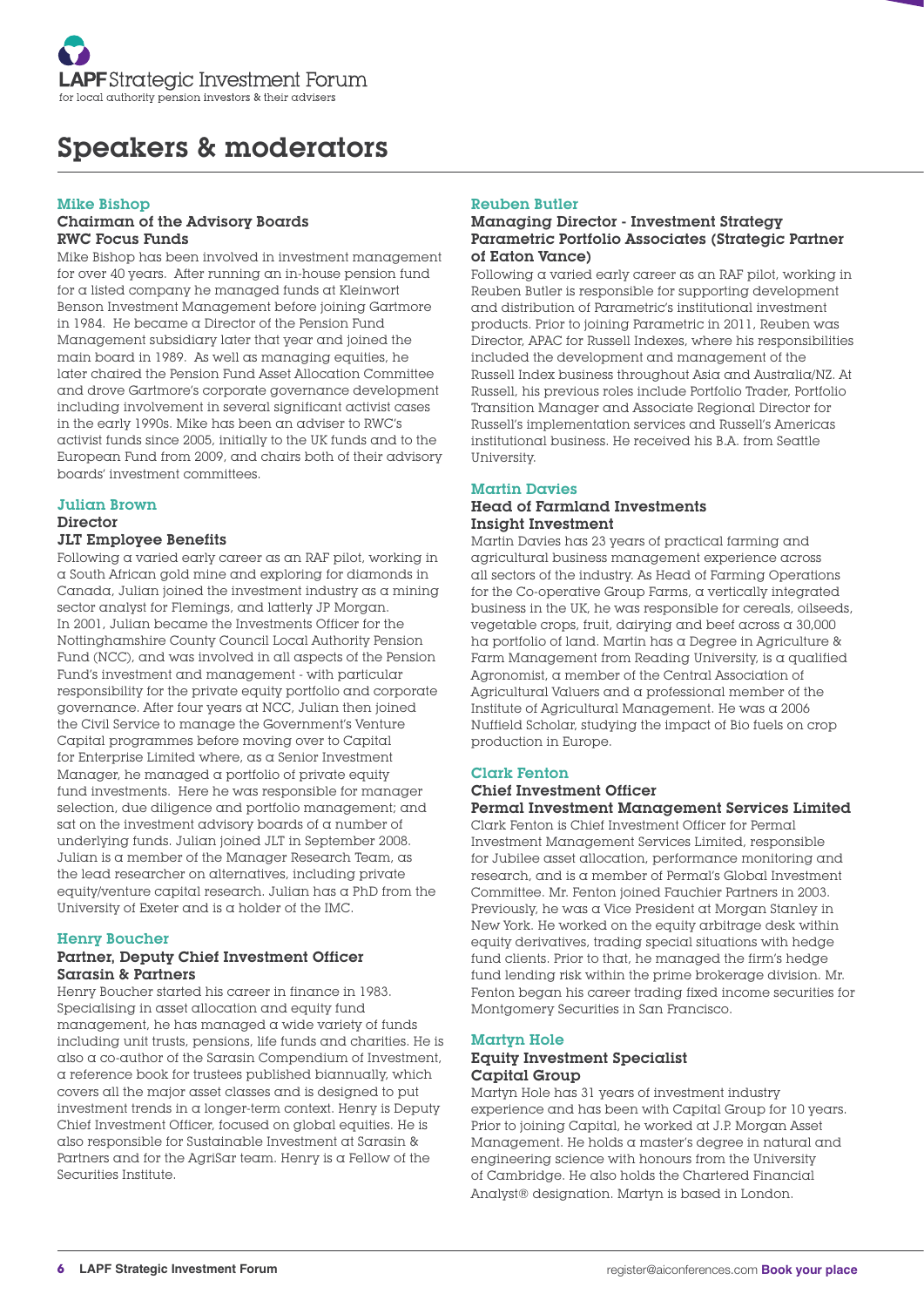# Speakers & moderators

### Mike Bishop

**Chairman of the Advisory Boards**
**RWC Focus Funds**

Mike Bishop has been involved in investment management for over 40 years. After running an in-house pension fund for a listed company he managed funds at Kleinwort Benson Investment Management before joining Gartmore in 1984. He became a Director of the Pension Fund Management subsidiary later that year and joined the main board in 1989. As well as managing equities, he later chaired the Pension Fund Asset Allocation Committee and drove Gartmore's corporate governance development including involvement in several significant activist cases in the early 1990s. Mike has been an adviser to RWC's activist funds since 2005, initially to the UK funds and to the European Fund from 2009, and chairs both of their advisory boards' investment committees.

### Julian Brown

**Director**
**JLT Employee Benefits**

Following a varied early career as an RAF pilot, working in a South African gold mine and exploring for diamonds in Canada, Julian joined the investment industry as a mining sector analyst for Flemings, and latterly JP Morgan. In 2001, Julian became the Investments Officer for the Nottinghamshire County Council Local Authority Pension Fund (NCC), and was involved in all aspects of the Pension Fund's investment and management - with particular responsibility for the private equity portfolio and corporate governance. After four years at NCC, Julian then joined the Civil Service to manage the Government's Venture Capital programmes before moving over to Capital for Enterprise Limited where, as a Senior Investment Manager, he managed a portfolio of private equity fund investments. Here he was responsible for manager selection, due diligence and portfolio management; and sat on the investment advisory boards of a number of underlying funds. Julian joined JLT in September 2008. Julian is a member of the Manager Research Team, as the lead researcher on alternatives, including private equity/venture capital research. Julian has a PhD from the University of Exeter and is a holder of the IMC.

### Henry Boucher

**Partner, Deputy Chief Investment Officer**
**Sarasin & Partners**

Henry Boucher started his career in finance in 1983. Specialising in asset allocation and equity fund management, he has managed a wide variety of funds including unit trusts, pensions, life funds and charities. He is also a co-author of the Sarasin Compendium of Investment, a reference book for trustees published biannually, which covers all the major asset classes and is designed to put investment trends in a longer-term context. Henry is Deputy Chief Investment Officer, focused on global equities. He is also responsible for Sustainable Investment at Sarasin & Partners and for the AgriSar team. Henry is a Fellow of the Securities Institute.

### Reuben Butler

**Managing Director - Investment Strategy**
**Parametric Portfolio Associates (Strategic Partner of Eaton Vance)**

Following a varied early career as an RAF pilot, working in Reuben Butler is responsible for supporting development and distribution of Parametric's institutional investment products. Prior to joining Parametric in 2011, Reuben was Director, APAC for Russell Indexes, where his responsibilities included the development and management of the Russell Index business throughout Asia and Australia/NZ. At Russell, his previous roles include Portfolio Trader, Portfolio Transition Manager and Associate Regional Director for Russell's implementation services and Russell's Americas institutional business. He received his B.A. from Seattle University.

### Martin Davies

**Head of Farmland Investments**
**Insight Investment**

Martin Davies has 23 years of practical farming and agricultural business management experience across all sectors of the industry. As Head of Farming Operations for the Co-operative Group Farms, a vertically integrated business in the UK, he was responsible for cereals, oilseeds, vegetable crops, fruit, dairying and beef across a 30,000 ha portfolio of land. Martin has a Degree in Agriculture & Farm Management from Reading University, is a qualified Agronomist, a member of the Central Association of Agricultural Valuers and a professional member of the Institute of Agricultural Management. He was a 2006 Nuffield Scholar, studying the impact of Bio fuels on crop production in Europe.

### Clark Fenton

**Chief Investment Officer**
**Permal Investment Management Services Limited**

Clark Fenton is Chief Investment Officer for Permal Investment Management Services Limited, responsible for Jubilee asset allocation, performance monitoring and research, and is a member of Permal's Global Investment Committee. Mr. Fenton joined Fauchier Partners in 2003. Previously, he was a Vice President at Morgan Stanley in New York. He worked on the equity arbitrage desk within equity derivatives, trading special situations with hedge fund clients. Prior to that, he managed the firm's hedge fund lending risk within the prime brokerage division. Mr. Fenton began his career trading fixed income securities for Montgomery Securities in San Francisco.

### Martyn Hole

**Equity Investment Specialist**
**Capital Group**

Martyn Hole has 31 years of investment industry experience and has been with Capital Group for 10 years. Prior to joining Capital, he worked at J.P. Morgan Asset Management. He holds a master's degree in natural and engineering science with honours from the University of Cambridge. He also holds the Chartered Financial Analyst® designation. Martyn is based in London.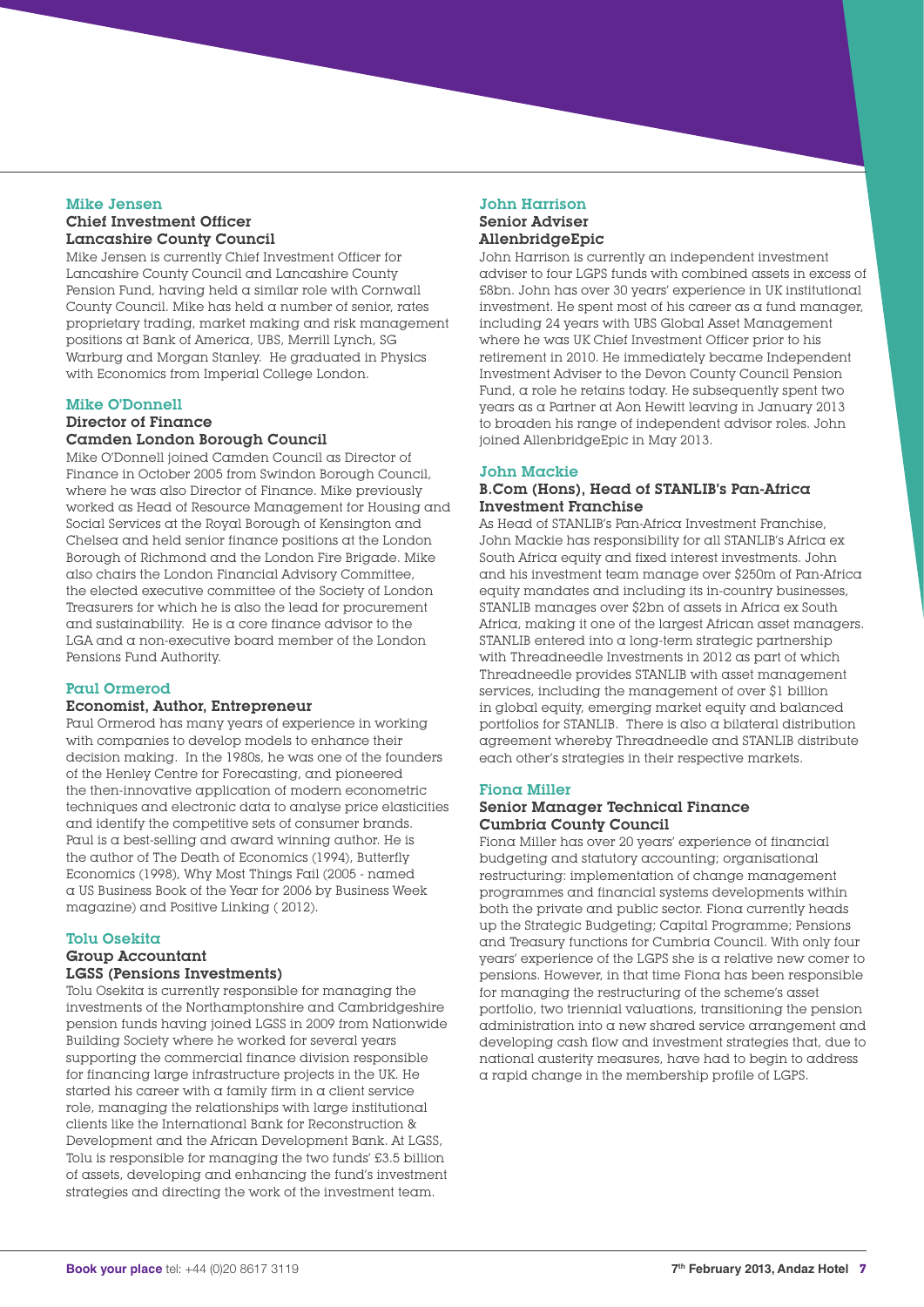### Mike Jensen

**Chief Investment Officer**
**Lancashire County Council**

Mike Jensen is currently Chief Investment Officer for Lancashire County Council and Lancashire County Pension Fund, having held a similar role with Cornwall County Council. Mike has held a number of senior, rates proprietary trading, market making and risk management positions at Bank of America, UBS, Merrill Lynch, SG Warburg and Morgan Stanley. He graduated in Physics with Economics from Imperial College London.

### Mike O'Donnell

**Director of Finance**
**Camden London Borough Council**

Mike O'Donnell joined Camden Council as Director of Finance in October 2005 from Swindon Borough Council, where he was also Director of Finance. Mike previously worked as Head of Resource Management for Housing and Social Services at the Royal Borough of Kensington and Chelsea and held senior finance positions at the London Borough of Richmond and the London Fire Brigade. Mike also chairs the London Financial Advisory Committee, the elected executive committee of the Society of London Treasurers for which he is also the lead for procurement and sustainability. He is a core finance advisor to the LGA and a non-executive board member of the London Pensions Fund Authority.

### Paul Ormerod

**Economist, Author, Entrepreneur**

Paul Ormerod has many years of experience in working with companies to develop models to enhance their decision making. In the 1980s, he was one of the founders of the Henley Centre for Forecasting, and pioneered the then-innovative application of modern econometric techniques and electronic data to analyse price elasticities and identify the competitive sets of consumer brands. Paul is a best-selling and award winning author. He is the author of The Death of Economics (1994), Butterfly Economics (1998), Why Most Things Fail (2005 - named a US Business Book of the Year for 2006 by Business Week magazine) and Positive Linking ( 2012).

### Tolu Osekita

**Group Accountant**
**LGSS (Pensions Investments)**

Tolu Osekita is currently responsible for managing the investments of the Northamptonshire and Cambridgeshire pension funds having joined LGSS in 2009 from Nationwide Building Society where he worked for several years supporting the commercial finance division responsible for financing large infrastructure projects in the UK. He started his career with a family firm in a client service role, managing the relationships with large institutional clients like the International Bank for Reconstruction & Development and the African Development Bank. At LGSS, Tolu is responsible for managing the two funds' £3.5 billion of assets, developing and enhancing the fund's investment strategies and directing the work of the investment team.

### John Harrison

**Senior Adviser**
**AllenbridgeEpic**

John Harrison is currently an independent investment adviser to four LGPS funds with combined assets in excess of £8bn. John has over 30 years' experience in UK institutional investment. He spent most of his career as a fund manager, including 24 years with UBS Global Asset Management where he was UK Chief Investment Officer prior to his retirement in 2010. He immediately became Independent Investment Adviser to the Devon County Council Pension Fund, a role he retains today. He subsequently spent two years as a Partner at Aon Hewitt leaving in January 2013 to broaden his range of independent advisor roles. John joined AllenbridgeEpic in May 2013.

### John Mackie

**B.Com (Hons), Head of STANLIB's Pan-Africa Investment Franchise**

As Head of STANLIB's Pan-Africa Investment Franchise, John Mackie has responsibility for all STANLIB's Africa ex South Africa equity and fixed interest investments. John and his investment team manage over $250m of Pan-Africa equity mandates and including its in-country businesses, STANLIB manages over $2bn of assets in Africa ex South Africa, making it one of the largest African asset managers. STANLIB entered into a long-term strategic partnership with Threadneedle Investments in 2012 as part of which Threadneedle provides STANLIB with asset management services, including the management of over $1 billion in global equity, emerging market equity and balanced portfolios for STANLIB. There is also a bilateral distribution agreement whereby Threadneedle and STANLIB distribute each other's strategies in their respective markets.

### Fiona Miller

**Senior Manager Technical Finance**
**Cumbria County Council**

Fiona Miller has over 20 years' experience of financial budgeting and statutory accounting; organisational restructuring: implementation of change management programmes and financial systems developments within both the private and public sector. Fiona currently heads up the Strategic Budgeting; Capital Programme; Pensions and Treasury functions for Cumbria Council. With only four years' experience of the LGPS she is a relative new comer to pensions. However, in that time Fiona has been responsible for managing the restructuring of the scheme's asset portfolio, two triennial valuations, transitioning the pension administration into a new shared service arrangement and developing cash flow and investment strategies that, due to national austerity measures, have had to begin to address a rapid change in the membership profile of LGPS.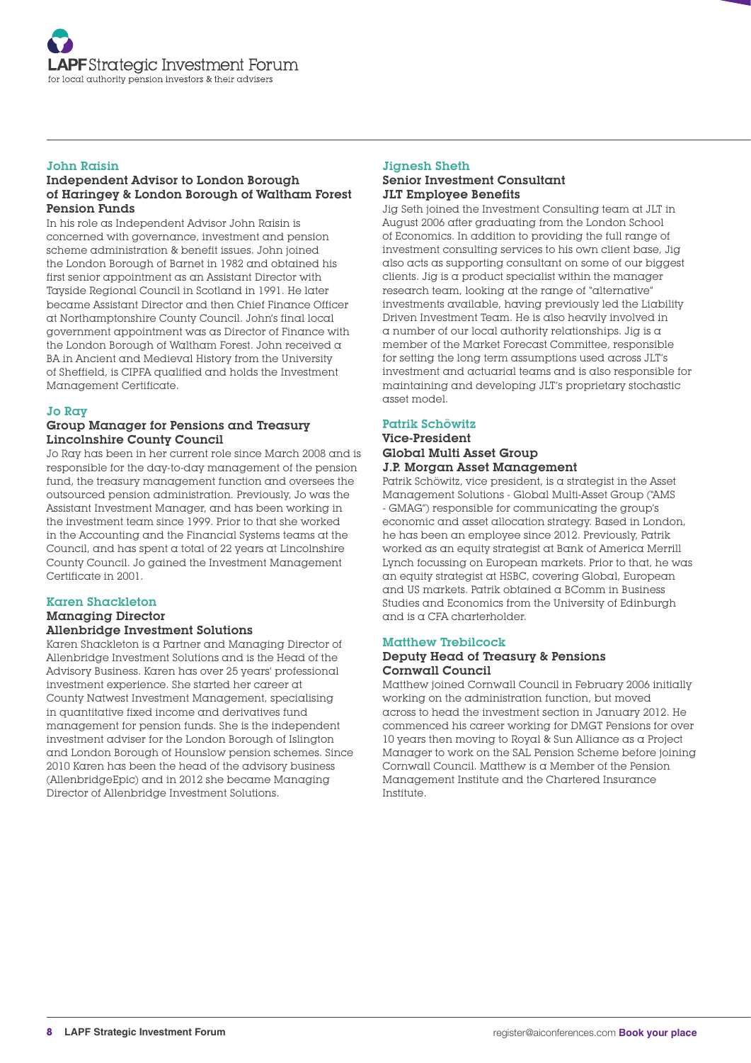### John Raisin

**Independent Advisor to London Borough of Haringey & London Borough of Waltham Forest Pension Funds**

In his role as Independent Advisor John Raisin is concerned with governance, investment and pension scheme administration & benefit issues. John joined the London Borough of Barnet in 1982 and obtained his first senior appointment as an Assistant Director with Tayside Regional Council in Scotland in 1991. He later became Assistant Director and then Chief Finance Officer at Northamptonshire County Council. John's final local government appointment was as Director of Finance with the London Borough of Waltham Forest. John received a BA in Ancient and Medieval History from the University of Sheffield, is CIPFA qualified and holds the Investment Management Certificate.

### Jo Ray

**Group Manager for Pensions and Treasury Lincolnshire County Council**

Jo Ray has been in her current role since March 2008 and is responsible for the day-to-day management of the pension fund, the treasury management function and oversees the outsourced pension administration. Previously, Jo was the Assistant Investment Manager, and has been working in the investment team since 1999. Prior to that she worked in the Accounting and the Financial Systems teams at the Council, and has spent a total of 22 years at Lincolnshire County Council. Jo gained the Investment Management Certificate in 2001.

### Karen Shackleton

**Managing Director**
**Allenbridge Investment Solutions**

Karen Shackleton is a Partner and Managing Director of Allenbridge Investment Solutions and is the Head of the Advisory Business. Karen has over 25 years' professional investment experience. She started her career at County Natwest Investment Management, specialising in quantitative fixed income and derivatives fund management for pension funds. She is the independent investment adviser for the London Borough of Islington and London Borough of Hounslow pension schemes. Since 2010 Karen has been the head of the advisory business (AllenbridgeEpic) and in 2012 she became Managing Director of Allenbridge Investment Solutions.

### Jignesh Sheth

**Senior Investment Consultant**
**JLT Employee Benefits**

Jig Seth joined the Investment Consulting team at JLT in August 2006 after graduating from the London School of Economics. In addition to providing the full range of investment consulting services to his own client base, Jig also acts as supporting consultant on some of our biggest clients. Jig is a product specialist within the manager research team, looking at the range of "alternative" investments available, having previously led the Liability Driven Investment Team. He is also heavily involved in a number of our local authority relationships. Jig is a member of the Market Forecast Committee, responsible for setting the long term assumptions used across JLT's investment and actuarial teams and is also responsible for maintaining and developing JLT's proprietary stochastic asset model.

### Patrik Schöwitz

**Vice-President**
**Global Multi Asset Group**
**J.P. Morgan Asset Management**

Patrik Schöwitz, vice president, is a strategist in the Asset Management Solutions - Global Multi-Asset Group ("AMS - GMAG") responsible for communicating the group's economic and asset allocation strategy. Based in London, he has been an employee since 2012. Previously, Patrik worked as an equity strategist at Bank of America Merrill Lynch focussing on European markets. Prior to that, he was an equity strategist at HSBC, covering Global, European and US markets. Patrik obtained a BComm in Business Studies and Economics from the University of Edinburgh and is a CFA charterholder.

### Matthew Trebilcock

**Deputy Head of Treasury & Pensions Cornwall Council**

Matthew joined Cornwall Council in February 2006 initially working on the administration function, but moved across to head the investment section in January 2012. He commenced his career working for DMGT Pensions for over 10 years then moving to Royal & Sun Alliance as a Project Manager to work on the SAL Pension Scheme before joining Cornwall Council. Matthew is a Member of the Pension Management Institute and the Chartered Insurance Institute.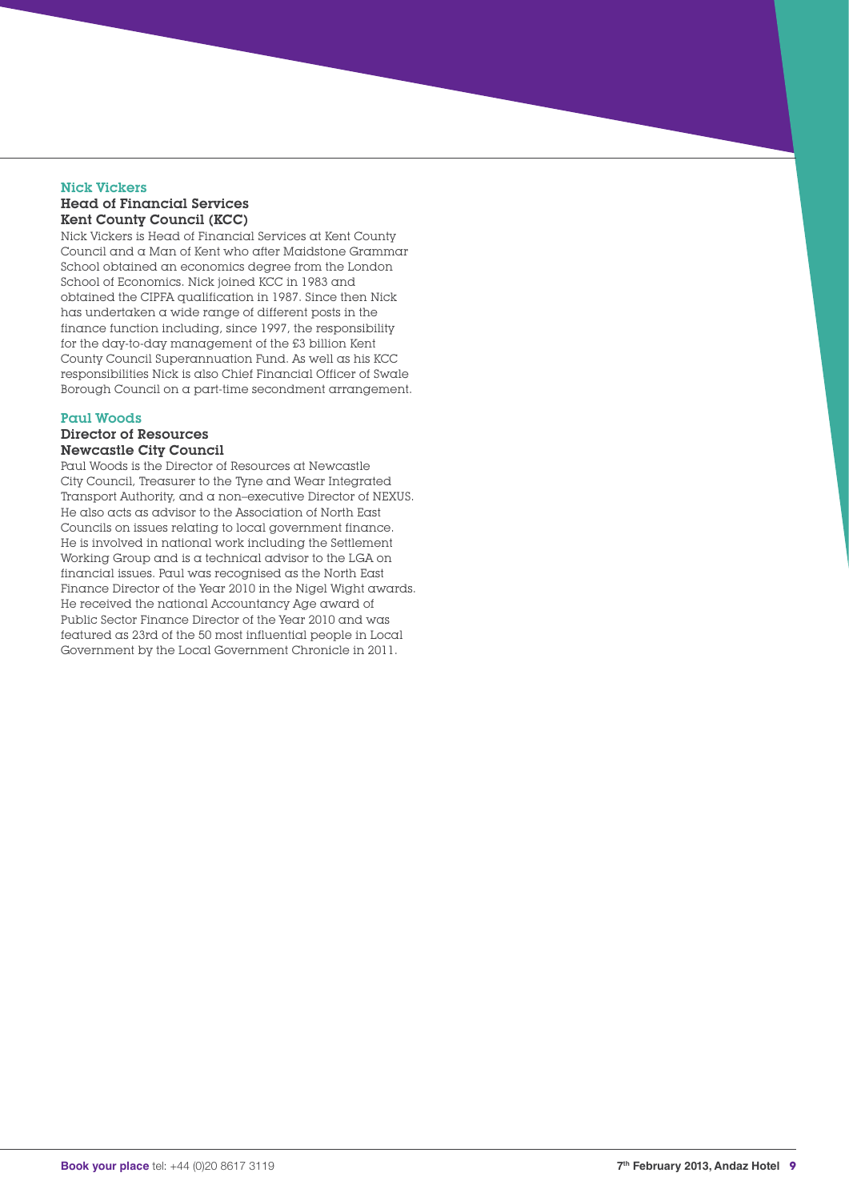### Nick Vickers

**Head of Financial Services**
**Kent County Council (KCC)**

Nick Vickers is Head of Financial Services at Kent County Council and a Man of Kent who after Maidstone Grammar School obtained an economics degree from the London School of Economics. Nick joined KCC in 1983 and obtained the CIPFA qualification in 1987. Since then Nick has undertaken a wide range of different posts in the finance function including, since 1997, the responsibility for the day-to-day management of the £3 billion Kent County Council Superannuation Fund. As well as his KCC responsibilities Nick is also Chief Financial Officer of Swale Borough Council on a part-time secondment arrangement.

### Paul Woods

**Director of Resources**
**Newcastle City Council**

Paul Woods is the Director of Resources at Newcastle City Council, Treasurer to the Tyne and Wear Integrated Transport Authority, and a non–executive Director of NEXUS. He also acts as advisor to the Association of North East Councils on issues relating to local government finance. He is involved in national work including the Settlement Working Group and is a technical advisor to the LGA on financial issues. Paul was recognised as the North East Finance Director of the Year 2010 in the Nigel Wight awards. He received the national Accountancy Age award of Public Sector Finance Director of the Year 2010 and was featured as 23rd of the 50 most influential people in Local Government by the Local Government Chronicle in 2011.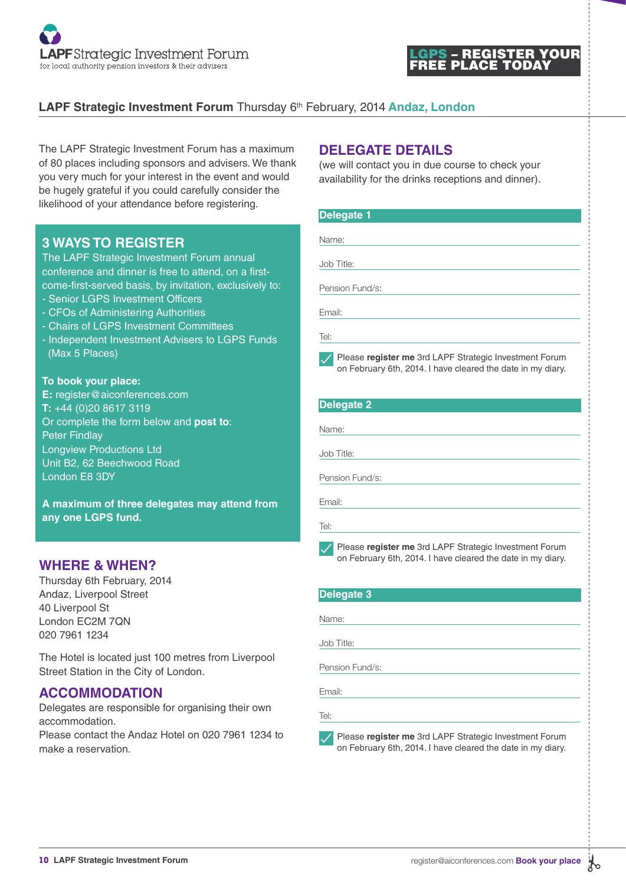**LAPF** Strategic Investment Forum
for local authority pension investors & their advisers

**LGPS – REGISTER YOUR FREE PLACE TODAY**

## LAPF Strategic Investment Forum Thursday 6th February, 2014 Andaz, London

The LAPF Strategic Investment Forum has a maximum of 80 places including sponsors and advisers. We thank you very much for your interest in the event and would be hugely grateful if you could carefully consider the likelihood of your attendance before registering.

### 3 WAYS TO REGISTER

The LAPF Strategic Investment Forum annual conference and dinner is free to attend, on a first-come-first-served basis, by invitation, exclusively to:

- Senior LGPS Investment Officers
- CFOs of Administering Authorities
- Chairs of LGPS Investment Committees
- Independent Investment Advisers to LGPS Funds (Max 5 Places)

**To book your place:**
**E:** register@aiconferences.com
**T:** +44 (0)20 8617 3119
Or complete the form below and **post to**:
Peter Findlay
Longview Productions Ltd
Unit B2, 62 Beechwood Road
London E8 3DY

**A maximum of three delegates may attend from any one LGPS fund.**

### WHERE & WHEN?

Thursday 6th February, 2014
Andaz, Liverpool Street
40 Liverpool St
London EC2M 7QN
020 7961 1234

The Hotel is located just 100 metres from Liverpool Street Station in the City of London.

### ACCOMMODATION

Delegates are responsible for organising their own accommodation.
Please contact the Andaz Hotel on 020 7961 1234 to make a reservation.

### DELEGATE DETAILS

(we will contact you in due course to check your availability for the drinks receptions and dinner).

**Delegate 1**

Name:

Job Title:

Pension Fund/s:

Email:

Tel:

☑ Please **register me** 3rd LAPF Strategic Investment Forum on February 6th, 2014. I have cleared the date in my diary.

**Delegate 2**

Name:

Job Title:

Pension Fund/s:

Email:

Tel:

☑ Please **register me** 3rd LAPF Strategic Investment Forum on February 6th, 2014. I have cleared the date in my diary.

**Delegate 3**

Name:

Job Title:

Pension Fund/s:

Email:

Tel:

☑ Please **register me** 3rd LAPF Strategic Investment Forum on February 6th, 2014. I have cleared the date in my diary.

register@aiconferences.com **Book your place**